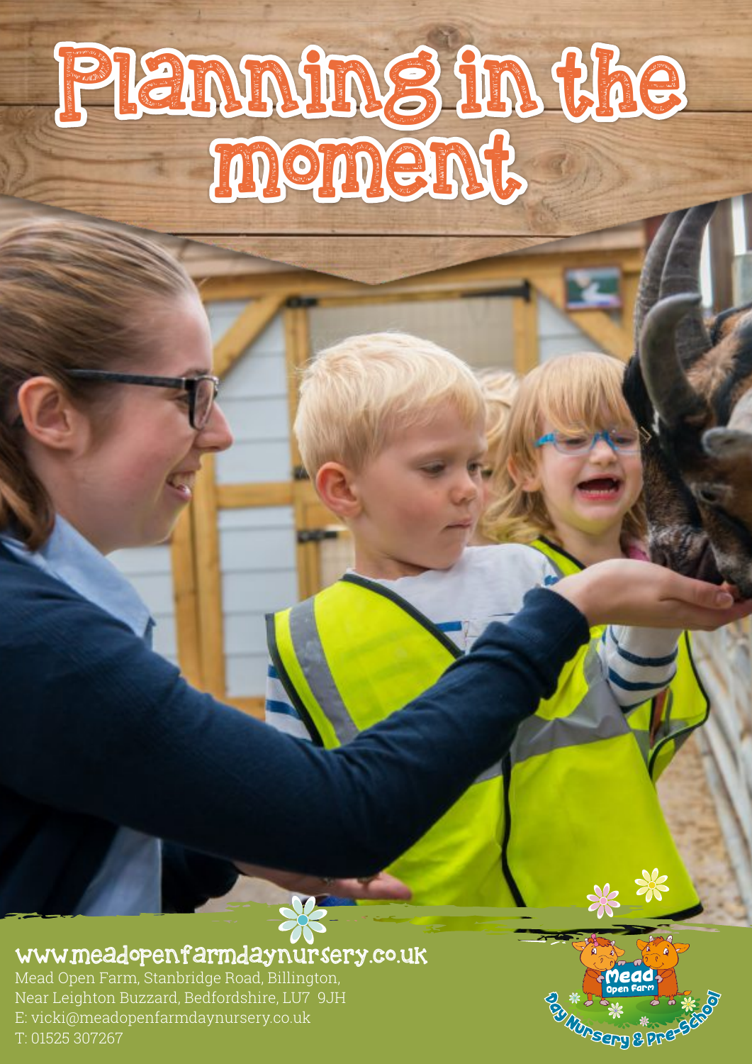# Planning in the moment

www.meadopenfarmdaynursery.co.uk

Mead Open Farm, Stanbridge Road, Billington,
Near Leighton Buzzard, Bedfordshire, LU7 9JH
E: vicki@meadopenfarmdaynursery.co.uk
T: 01525 307267

Mead Open Farm Day Nursery & Pre-School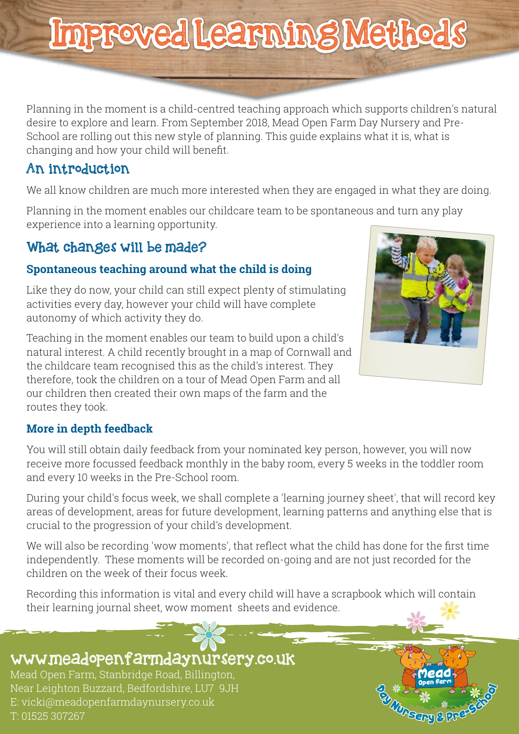# Improved Learning Methods

Planning in the moment is a child-centred teaching approach which supports children's natural desire to explore and learn. From September 2018, Mead Open Farm Day Nursery and Pre-School are rolling out this new style of planning. This guide explains what it is, what is changing and how your child will benefit.

## An introduction

We all know children are much more interested when they are engaged in what they are doing.

Planning in the moment enables our childcare team to be spontaneous and turn any play experience into a learning opportunity.

## What changes will be made?

### Spontaneous teaching around what the child is doing

Like they do now, your child can still expect plenty of stimulating activities every day, however your child will have complete autonomy of which activity they do.

Teaching in the moment enables our team to build upon a child's natural interest. A child recently brought in a map of Cornwall and the childcare team recognised this as the child's interest. They therefore, took the children on a tour of Mead Open Farm and all our children then created their own maps of the farm and the routes they took.

### More in depth feedback

You will still obtain daily feedback from your nominated key person, however, you will now receive more focussed feedback monthly in the baby room, every 5 weeks in the toddler room and every 10 weeks in the Pre-School room.

During your child's focus week, we shall complete a 'learning journey sheet', that will record key areas of development, areas for future development, learning patterns and anything else that is crucial to the progression of your child's development.

We will also be recording 'wow moments', that reflect what the child has done for the first time independently. These moments will be recorded on-going and are not just recorded for the children on the week of their focus week.

Recording this information is vital and every child will have a scrapbook which will contain their learning journal sheet, wow moment sheets and evidence.

## www.meadopenfarmdaynursery.co.uk

Mead Open Farm, Stanbridge Road, Billington,
Near Leighton Buzzard, Bedfordshire, LU7 9JH
E: vicki@meadopenfarmdaynursery.co.uk
T: 01525 307267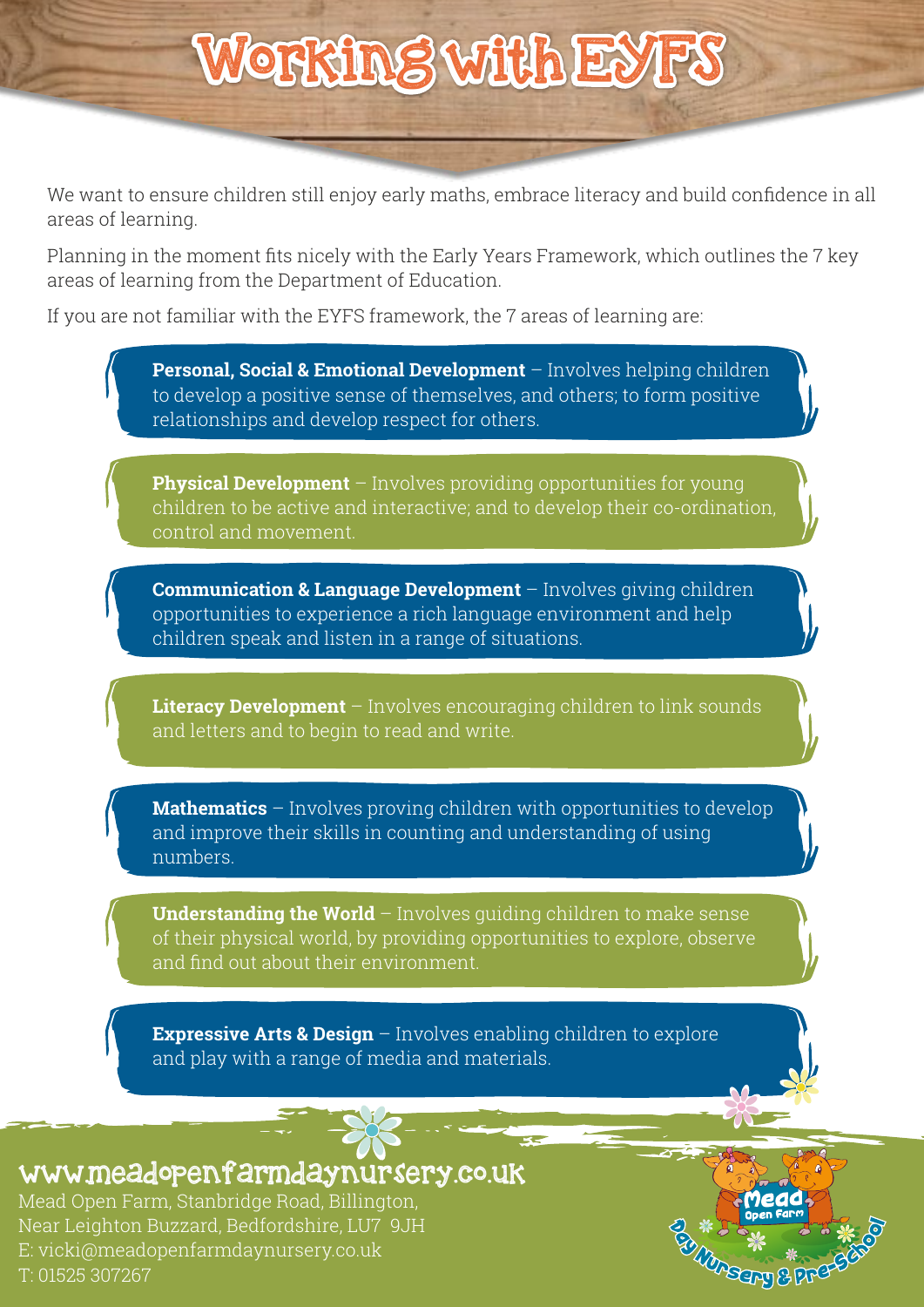# Working with EYFS

We want to ensure children still enjoy early maths, embrace literacy and build confidence in all areas of learning.

Planning in the moment fits nicely with the Early Years Framework, which outlines the 7 key areas of learning from the Department of Education.

If you are not familiar with the EYFS framework, the 7 areas of learning are:

**Personal, Social & Emotional Development** – Involves helping children to develop a positive sense of themselves, and others; to form positive relationships and develop respect for others.

**Physical Development** – Involves providing opportunities for young children to be active and interactive; and to develop their co-ordination, control and movement.

**Communication & Language Development** – Involves giving children opportunities to experience a rich language environment and help children speak and listen in a range of situations.

**Literacy Development** – Involves encouraging children to link sounds and letters and to begin to read and write.

**Mathematics** – Involves proving children with opportunities to develop and improve their skills in counting and understanding of using numbers.

**Understanding the World** – Involves guiding children to make sense of their physical world, by providing opportunities to explore, observe and find out about their environment.

**Expressive Arts & Design** – Involves enabling children to explore and play with a range of media and materials.

www.meadopenfarmdaynursery.co.uk

Mead Open Farm, Stanbridge Road, Billington,
Near Leighton Buzzard, Bedfordshire, LU7 9JH
E: vicki@meadopenfarmdaynursery.co.uk
T: 01525 307267

Mead Open Farm Day Nursery & Pre-School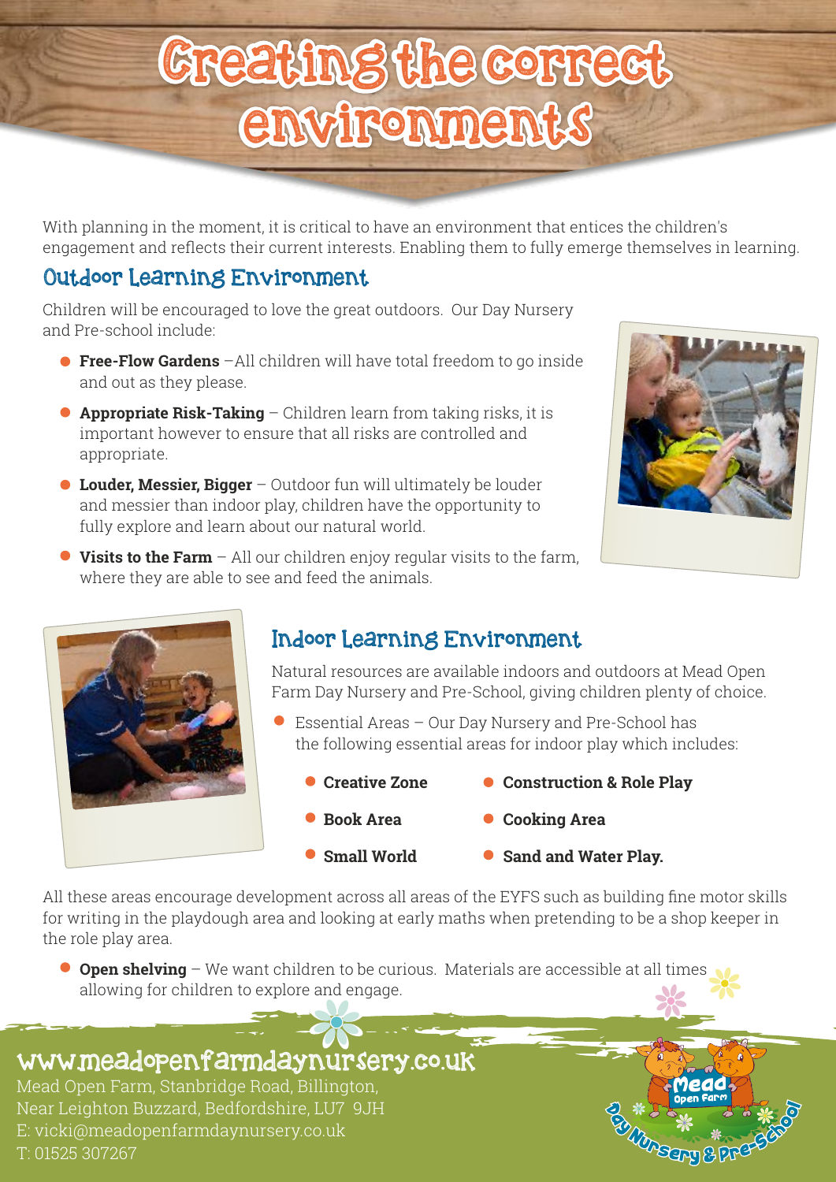# Creating the correct environments

With planning in the moment, it is critical to have an environment that entices the children's engagement and reflects their current interests. Enabling them to fully emerge themselves in learning.

## Outdoor Learning Environment

Children will be encouraged to love the great outdoors. Our Day Nursery and Pre-school include:

- **Free-Flow Gardens** –All children will have total freedom to go inside and out as they please.
- **Appropriate Risk-Taking** – Children learn from taking risks, it is important however to ensure that all risks are controlled and appropriate.
- **Louder, Messier, Bigger** – Outdoor fun will ultimately be louder and messier than indoor play, children have the opportunity to fully explore and learn about our natural world.
- **Visits to the Farm** – All our children enjoy regular visits to the farm, where they are able to see and feed the animals.

## Indoor Learning Environment

Natural resources are available indoors and outdoors at Mead Open Farm Day Nursery and Pre-School, giving children plenty of choice.

- Essential Areas – Our Day Nursery and Pre-School has the following essential areas for indoor play which includes:
  - **Creative Zone**
  - **Book Area**
  - **Small World**
  - **Construction & Role Play**
  - **Cooking Area**
  - **Sand and Water Play.**

All these areas encourage development across all areas of the EYFS such as building fine motor skills for writing in the playdough area and looking at early maths when pretending to be a shop keeper in the role play area.

- **Open shelving** – We want children to be curious. Materials are accessible at all times allowing for children to explore and engage.

**www.meadopenfarmdaynursery.co.uk**

Mead Open Farm, Stanbridge Road, Billington,
Near Leighton Buzzard, Bedfordshire, LU7 9JH
E: vicki@meadopenfarmdaynursery.co.uk
T: 01525 307267

Mead Open Farm Day Nursery & Pre-School